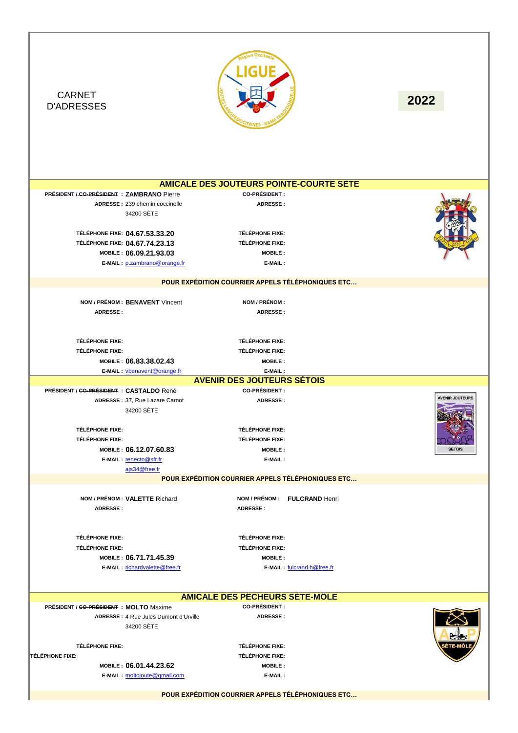CARNET D'ADRESSES

**2022**

## AMICALE DES JOUTEURS POINTE-COURTE SÈTE

| | | | |
|---|---|---|---|
| **PRÉSIDENT / ~~CO-PRÉSIDENT~~ :** | **ZAMBRANO** Pierre | **CO-PRÉSIDENT :** | |
| **ADRESSE :** | 239 chemin coccinelle<br>34200 SÈTE | **ADRESSE :** | |
| **TÉLÉPHONE FIXE:** | **04.67.53.33.20** | **TÉLÉPHONE FIXE:** | |
| **TÉLÉPHONE FIXE:** | **04.67.74.23.13** | **TÉLÉPHONE FIXE:** | |
| **MOBILE :** | **06.09.21.93.03** | **MOBILE :** | |
| **E-MAIL :** | p.zambrano@orange.fr | **E-MAIL :** | |

### POUR EXPÉDITION COURRIER APPELS TÉLÉPHONIQUES ETC…

| | | | |
|---|---|---|---|
| **NOM / PRÉNOM :** | **BENAVENT** Vincent | **NOM / PRÉNOM :** | |
| **ADRESSE :** | | **ADRESSE :** | |
| **TÉLÉPHONE FIXE:** | | **TÉLÉPHONE FIXE:** | |
| **TÉLÉPHONE FIXE:** | | **TÉLÉPHONE FIXE:** | |
| **MOBILE :** | **06.83.38.02.43** | **MOBILE :** | |
| **E-MAIL :** | vbenavent@orange.fr | **E-MAIL :** | |

## AVENIR DES JOUTEURS SÈTOIS

| | | | |
|---|---|---|---|
| **PRÉSIDENT / ~~CO-PRÉSIDENT~~ :** | **CASTALDO** René | **CO-PRÉSIDENT :** | |
| **ADRESSE :** | 37, Rue Lazare Carnot<br>34200 SÈTE | **ADRESSE :** | |
| **TÉLÉPHONE FIXE:** | | **TÉLÉPHONE FIXE:** | |
| **TÉLÉPHONE FIXE:** | | **TÉLÉPHONE FIXE:** | |
| **MOBILE :** | **06.12.07.60.83** | **MOBILE :** | |
| **E-MAIL :** | renecto@sfr.fr<br>ajs34@free.fr | **E-MAIL :** | |

### POUR EXPÉDITION COURRIER APPELS TÉLÉPHONIQUES ETC…

| | | | |
|---|---|---|---|
| **NOM / PRÉNOM :** | **VALETTE** Richard | **NOM / PRÉNOM :** | **FULCRAND** Henri |
| **ADRESSE :** | | **ADRESSE :** | |
| **TÉLÉPHONE FIXE:** | | **TÉLÉPHONE FIXE:** | |
| **TÉLÉPHONE FIXE:** | | **TÉLÉPHONE FIXE:** | |
| **MOBILE :** | **06.71.71.45.39** | **MOBILE :** | |
| **E-MAIL :** | richardvalette@free.fr | **E-MAIL :** | fulcrand.h@free.fr |

## AMICALE DES PÊCHEURS SÈTE-MÔLE

| | | | |
|---|---|---|---|
| **PRÉSIDENT / ~~CO-PRÉSIDENT~~ :** | **MOLTO** Maxime | **CO-PRÉSIDENT :** | |
| **ADRESSE :** | 4 Rue Jules Dumont d'Urville<br>34200 SÈTE | **ADRESSE :** | |
| **TÉLÉPHONE FIXE:** | | **TÉLÉPHONE FIXE:** | |
| **TÉLÉPHONE FIXE:** | | **TÉLÉPHONE FIXE:** | |
| **MOBILE :** | **06.01.44.23.62** | **MOBILE :** | |
| **E-MAIL :** | moltojoute@gmail.com | **E-MAIL :** | |

### POUR EXPÉDITION COURRIER APPELS TÉLÉPHONIQUES ETC…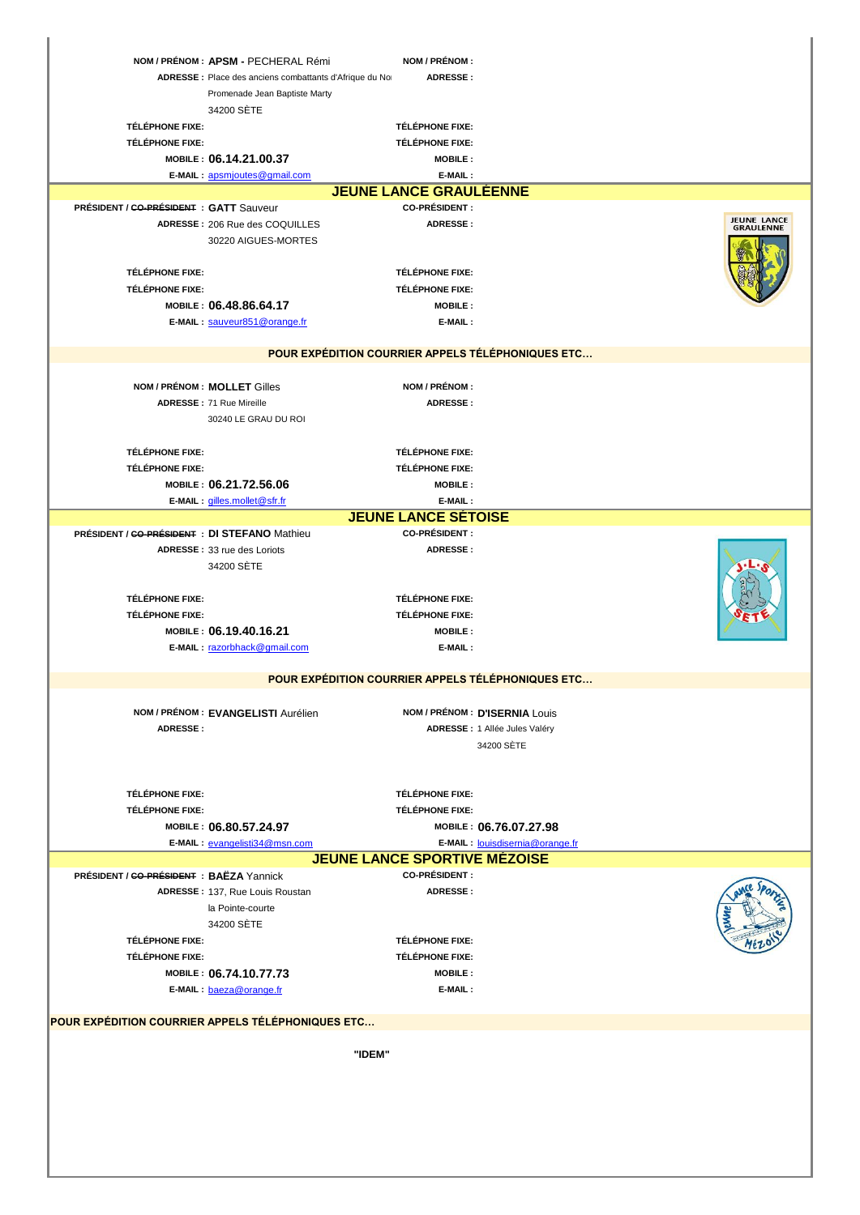| NOM / PRÉNOM : | **APSM** - PECHERAL Rémi | NOM / PRÉNOM : | |
|---|---|---|---|
| ADRESSE : | Place des anciens combattants d'Afrique du No | ADRESSE : | |
| | Promenade Jean Baptiste Marty | | |
| | 34200 SÈTE | | |
| TÉLÉPHONE FIXE: | | TÉLÉPHONE FIXE: | |
| TÉLÉPHONE FIXE: | | TÉLÉPHONE FIXE: | |
| MOBILE : | **06.14.21.00.37** | MOBILE : | |
| E-MAIL : | apsmjoutes@gmail.com | E-MAIL : | |

## JEUNE LANCE GRAULÉENNE

| PRÉSIDENT / ~~CO-PRÉSIDENT~~ : | **GATT** Sauveur | CO-PRÉSIDENT : | |
|---|---|---|---|
| ADRESSE : | 206 Rue des COQUILLES | ADRESSE : | |
| | 30220 AIGUES-MORTES | | |
| TÉLÉPHONE FIXE: | | TÉLÉPHONE FIXE: | |
| TÉLÉPHONE FIXE: | | TÉLÉPHONE FIXE: | |
| MOBILE : | **06.48.86.64.17** | MOBILE : | |
| E-MAIL : | sauveur851@orange.fr | E-MAIL : | |

**POUR EXPÉDITION COURRIER APPELS TÉLÉPHONIQUES ETC…**

| NOM / PRÉNOM : | **MOLLET** Gilles | NOM / PRÉNOM : | |
|---|---|---|---|
| ADRESSE : | 71 Rue Mireille | ADRESSE : | |
| | 30240 LE GRAU DU ROI | | |
| TÉLÉPHONE FIXE: | | TÉLÉPHONE FIXE: | |
| TÉLÉPHONE FIXE: | | TÉLÉPHONE FIXE: | |
| MOBILE : | **06.21.72.56.06** | MOBILE : | |
| E-MAIL : | gilles.mollet@sfr.fr | E-MAIL : | |

## JEUNE LANCE SÈTOISE

| PRÉSIDENT / ~~CO-PRÉSIDENT~~ : | **DI STEFANO** Mathieu | CO-PRÉSIDENT : | |
|---|---|---|---|
| ADRESSE : | 33 rue des Loriots | ADRESSE : | |
| | 34200 SÈTE | | |
| TÉLÉPHONE FIXE: | | TÉLÉPHONE FIXE: | |
| TÉLÉPHONE FIXE: | | TÉLÉPHONE FIXE: | |
| MOBILE : | **06.19.40.16.21** | MOBILE : | |
| E-MAIL : | razorbhack@gmail.com | E-MAIL : | |

**POUR EXPÉDITION COURRIER APPELS TÉLÉPHONIQUES ETC…**

| NOM / PRÉNOM : | **EVANGELISTI** Aurélien | NOM / PRÉNOM : | **D'ISERNIA** Louis |
|---|---|---|---|
| ADRESSE : | | ADRESSE : | 1 Allée Jules Valéry |
| | | | 34200 SÈTE |
| TÉLÉPHONE FIXE: | | TÉLÉPHONE FIXE: | |
| TÉLÉPHONE FIXE: | | TÉLÉPHONE FIXE: | |
| MOBILE : | **06.80.57.24.97** | MOBILE : | **06.76.07.27.98** |
| E-MAIL : | evangelisti34@msn.com | E-MAIL : | louisdisernia@orange.fr |

## JEUNE LANCE SPORTIVE MÉZOISE

| PRÉSIDENT / ~~CO-PRÉSIDENT~~ : | **BAËZA** Yannick | CO-PRÉSIDENT : | |
|---|---|---|---|
| ADRESSE : | 137, Rue Louis Roustan | ADRESSE : | |
| | la Pointe-courte | | |
| | 34200 SÈTE | | |
| TÉLÉPHONE FIXE: | | TÉLÉPHONE FIXE: | |
| TÉLÉPHONE FIXE: | | TÉLÉPHONE FIXE: | |
| MOBILE : | **06.74.10.77.73** | MOBILE : | |
| E-MAIL : | baeza@orange.fr | E-MAIL : | |

**POUR EXPÉDITION COURRIER APPELS TÉLÉPHONIQUES ETC…**

**"IDEM"**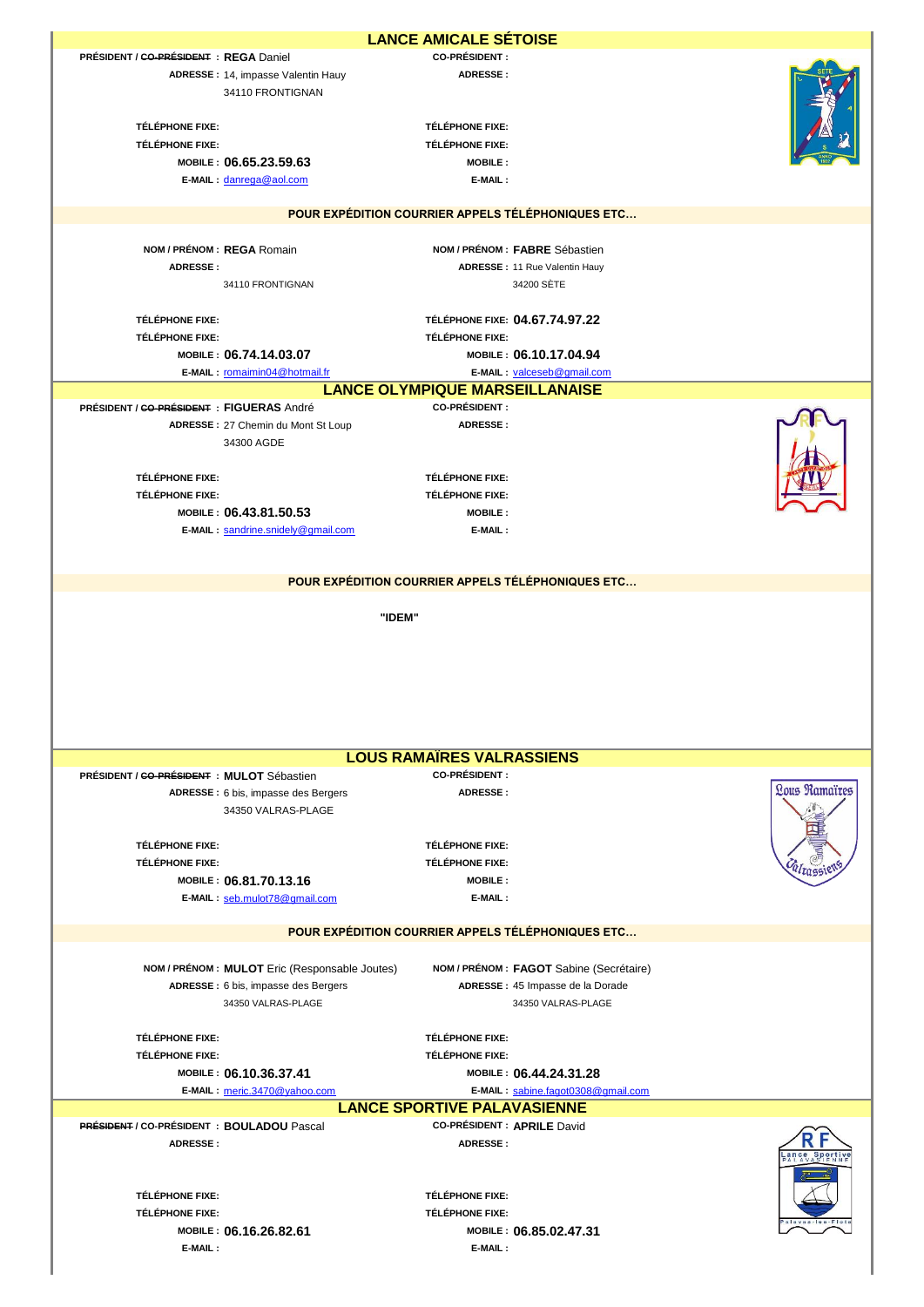## LANCE AMICALE SÉTOISE

| | |
|---|---|
| **PRÉSIDENT / ~~CO-PRÉSIDENT~~ :** **REGA** Daniel | **CO-PRÉSIDENT :** |
| **ADRESSE :** 14, impasse Valentin Hauy | **ADRESSE :** |
| 34110 FRONTIGNAN | |
| **TÉLÉPHONE FIXE:** | **TÉLÉPHONE FIXE:** |
| **TÉLÉPHONE FIXE:** | **TÉLÉPHONE FIXE:** |
| **MOBILE :** **06.65.23.59.63** | **MOBILE :** |
| **E-MAIL :** danrega@aol.com | **E-MAIL :** |

**POUR EXPÉDITION COURRIER APPELS TÉLÉPHONIQUES ETC…**

| | |
|---|---|
| **NOM / PRÉNOM :** **REGA** Romain | **NOM / PRÉNOM :** **FABRE** Sébastien |
| **ADRESSE :** | **ADRESSE :** 11 Rue Valentin Hauy |
| 34110 FRONTIGNAN | 34200 SÈTE |
| **TÉLÉPHONE FIXE:** | **TÉLÉPHONE FIXE:** **04.67.74.97.22** |
| **TÉLÉPHONE FIXE:** | **TÉLÉPHONE FIXE:** |
| **MOBILE :** **06.74.14.03.07** | **MOBILE :** **06.10.17.04.94** |
| **E-MAIL :** romaimin04@hotmail.fr | **E-MAIL :** valceseb@gmail.com |

## LANCE OLYMPIQUE MARSEILLANAISE

| | |
|---|---|
| **PRÉSIDENT / ~~CO-PRÉSIDENT~~ :** **FIGUERAS** André | **CO-PRÉSIDENT :** |
| **ADRESSE :** 27 Chemin du Mont St Loup | **ADRESSE :** |
| 34300 AGDE | |
| **TÉLÉPHONE FIXE:** | **TÉLÉPHONE FIXE:** |
| **TÉLÉPHONE FIXE:** | **TÉLÉPHONE FIXE:** |
| **MOBILE :** **06.43.81.50.53** | **MOBILE :** |
| **E-MAIL :** sandrine.snidely@gmail.com | **E-MAIL :** |

**POUR EXPÉDITION COURRIER APPELS TÉLÉPHONIQUES ETC…**

**"IDEM"**

## LOUS RAMAÏRES VALRASSIENS

| | |
|---|---|
| **PRÉSIDENT / ~~CO-PRÉSIDENT~~ :** **MULOT** Sébastien | **CO-PRÉSIDENT :** |
| **ADRESSE :** 6 bis, impasse des Bergers | **ADRESSE :** |
| 34350 VALRAS-PLAGE | |
| **TÉLÉPHONE FIXE:** | **TÉLÉPHONE FIXE:** |
| **TÉLÉPHONE FIXE:** | **TÉLÉPHONE FIXE:** |
| **MOBILE :** **06.81.70.13.16** | **MOBILE :** |
| **E-MAIL :** seb.mulot78@gmail.com | **E-MAIL :** |

**POUR EXPÉDITION COURRIER APPELS TÉLÉPHONIQUES ETC…**

| | |
|---|---|
| **NOM / PRÉNOM :** **MULOT** Eric (Responsable Joutes) | **NOM / PRÉNOM :** **FAGOT** Sabine (Secrétaire) |
| **ADRESSE :** 6 bis, impasse des Bergers | **ADRESSE :** 45 Impasse de la Dorade |
| 34350 VALRAS-PLAGE | 34350 VALRAS-PLAGE |
| **TÉLÉPHONE FIXE:** | **TÉLÉPHONE FIXE:** |
| **TÉLÉPHONE FIXE:** | **TÉLÉPHONE FIXE:** |
| **MOBILE :** **06.10.36.37.41** | **MOBILE :** **06.44.24.31.28** |
| **E-MAIL :** meric.3470@yahoo.com | **E-MAIL :** sabine.fagot0308@gmail.com |

## LANCE SPORTIVE PALAVASIENNE

| | |
|---|---|
| **~~PRÉSIDENT~~ / CO-PRÉSIDENT :** **BOULADOU** Pascal | **CO-PRÉSIDENT :** **APRILE** David |
| **ADRESSE :** | **ADRESSE :** |
| **TÉLÉPHONE FIXE:** | **TÉLÉPHONE FIXE:** |
| **TÉLÉPHONE FIXE:** | **TÉLÉPHONE FIXE:** |
| **MOBILE :** **06.16.26.82.61** | **MOBILE :** **06.85.02.47.31** |
| **E-MAIL :** | **E-MAIL :** |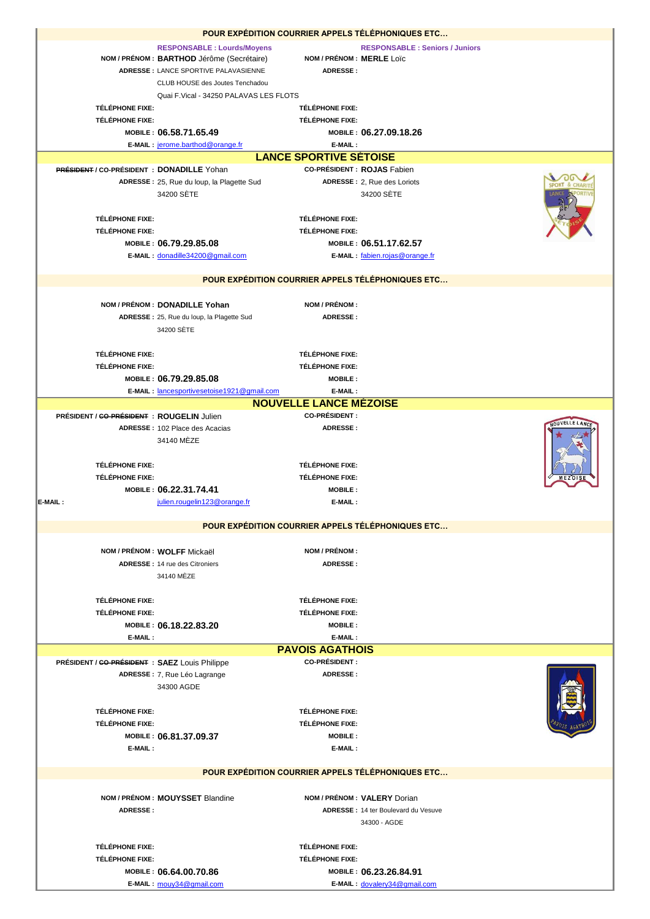## POUR EXPÉDITION COURRIER APPELS TÉLÉPHONIQUES ETC…

| RESPONSABLE : Lourds/Moyens | | RESPONSABLE : Seniors / Juniors | |
|---|---|---|---|
| NOM / PRÉNOM : | **BARTHOD** Jérôme (Secrétaire) | NOM / PRÉNOM : | **MERLE** Loïc |
| ADRESSE : | LANCE SPORTIVE PALAVASIENNE<br>CLUB HOUSE des Joutes Tenchadou<br>Quai F.Vical - 34250 PALAVAS LES FLOTS | ADRESSE : | |
| TÉLÉPHONE FIXE: | | TÉLÉPHONE FIXE: | |
| TÉLÉPHONE FIXE: | | TÉLÉPHONE FIXE: | |
| MOBILE : | **06.58.71.65.49** | MOBILE : | **06.27.09.18.26** |
| E-MAIL : | jerome.barthod@orange.fr | E-MAIL : | |

## LANCE SPORTIVE SÉTOISE

| ~~PRÉSIDENT~~ / CO-PRÉSIDENT : | **DONADILLE** Yohan | CO-PRÉSIDENT : | **ROJAS** Fabien |
|---|---|---|---|
| ADRESSE : | 25, Rue du loup, la Plagette Sud<br>34200 SÈTE | ADRESSE : | 2, Rue des Loriots<br>34200 SÈTE |
| TÉLÉPHONE FIXE: | | TÉLÉPHONE FIXE: | |
| TÉLÉPHONE FIXE: | | TÉLÉPHONE FIXE: | |
| MOBILE : | **06.79.29.85.08** | MOBILE : | **06.51.17.62.57** |
| E-MAIL : | donadille34200@gmail.com | E-MAIL : | fabien.rojas@orange.fr |

## POUR EXPÉDITION COURRIER APPELS TÉLÉPHONIQUES ETC…

| NOM / PRÉNOM : | **DONADILLE Yohan** | NOM / PRÉNOM : | |
|---|---|---|---|
| ADRESSE : | 25, Rue du loup, la Plagette Sud<br>34200 SÈTE | ADRESSE : | |
| TÉLÉPHONE FIXE: | | TÉLÉPHONE FIXE: | |
| TÉLÉPHONE FIXE: | | TÉLÉPHONE FIXE: | |
| MOBILE : | **06.79.29.85.08** | MOBILE : | |
| E-MAIL : | lancesportivesetoise1921@gmail.com | E-MAIL : | |

## NOUVELLE LANCE MÉZOISE

| PRÉSIDENT / ~~CO-PRÉSIDENT~~ : | **ROUGELIN** Julien | CO-PRÉSIDENT : | |
|---|---|---|---|
| ADRESSE : | 102 Place des Acacias<br>34140 MÈZE | ADRESSE : | |
| TÉLÉPHONE FIXE: | | TÉLÉPHONE FIXE: | |
| TÉLÉPHONE FIXE: | | TÉLÉPHONE FIXE: | |
| MOBILE : | **06.22.31.74.41** | MOBILE : | |
| E-MAIL : | julien.rougelin123@orange.fr | E-MAIL : | |

## POUR EXPÉDITION COURRIER APPELS TÉLÉPHONIQUES ETC…

| NOM / PRÉNOM : | **WOLFF** Mickaël | NOM / PRÉNOM : | |
|---|---|---|---|
| ADRESSE : | 14 rue des Citroniers<br>34140 MÈZE | ADRESSE : | |
| TÉLÉPHONE FIXE: | | TÉLÉPHONE FIXE: | |
| TÉLÉPHONE FIXE: | | TÉLÉPHONE FIXE: | |
| MOBILE : | **06.18.22.83.20** | MOBILE : | |
| E-MAIL : | | E-MAIL : | |

## PAVOIS AGATHOIS

| PRÉSIDENT / ~~CO-PRÉSIDENT~~ : | **SAEZ** Louis Philippe | CO-PRÉSIDENT : | |
|---|---|---|---|
| ADRESSE : | 7, Rue Léo Lagrange<br>34300 AGDE | ADRESSE : | |
| TÉLÉPHONE FIXE: | | TÉLÉPHONE FIXE: | |
| TÉLÉPHONE FIXE: | | TÉLÉPHONE FIXE: | |
| MOBILE : | **06.81.37.09.37** | MOBILE : | |
| E-MAIL : | | E-MAIL : | |

## POUR EXPÉDITION COURRIER APPELS TÉLÉPHONIQUES ETC…

| NOM / PRÉNOM : | **MOUYSSET** Blandine | NOM / PRÉNOM : | **VALERY** Dorian |
|---|---|---|---|
| ADRESSE : | | ADRESSE : | 14 ter Boulevard du Vesuve<br>34300 - AGDE |
| TÉLÉPHONE FIXE: | | TÉLÉPHONE FIXE: | |
| TÉLÉPHONE FIXE: | | TÉLÉPHONE FIXE: | |
| MOBILE : | **06.64.00.70.86** | MOBILE : | **06.23.26.84.91** |
| E-MAIL : | mouy34@gmail.com | E-MAIL : | dovalery34@gmail.com |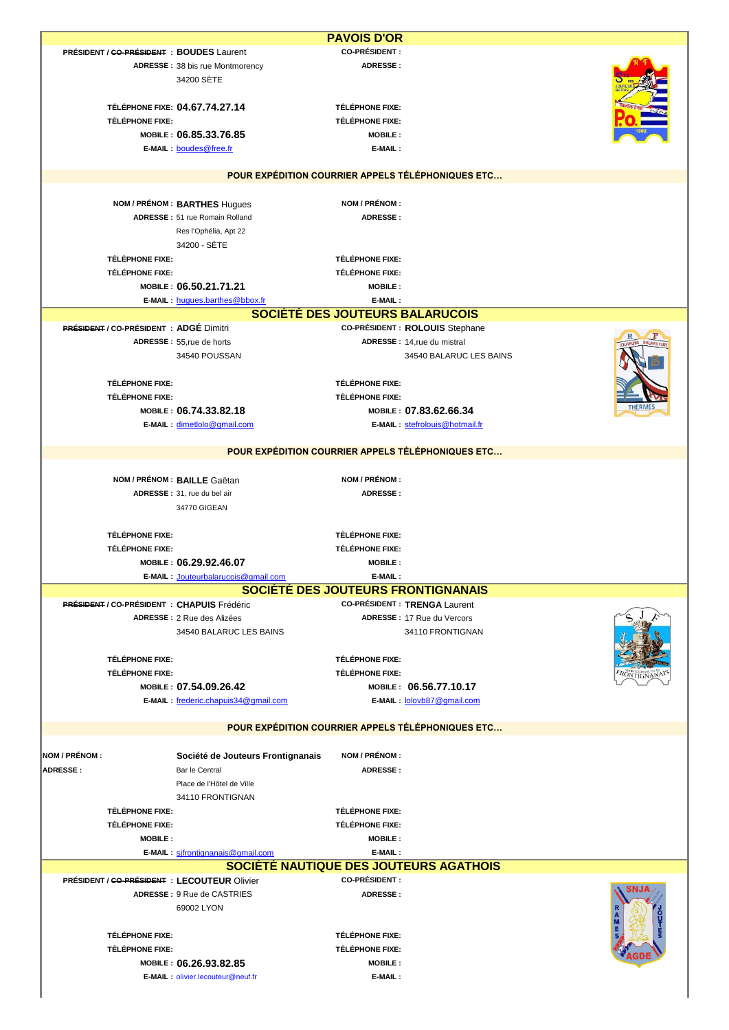## PAVOIS D'OR

| PRÉSIDENT / ~~CO-PRÉSIDENT~~ : | **BOUDES** Laurent | CO-PRÉSIDENT : | |
|---|---|---|---|
| ADRESSE : | 38 bis rue Montmorency | ADRESSE : | |
| | 34200 SÈTE | | |
| TÉLÉPHONE FIXE: | **04.67.74.27.14** | TÉLÉPHONE FIXE: | |
| TÉLÉPHONE FIXE: | | TÉLÉPHONE FIXE: | |
| MOBILE : | **06.85.33.76.85** | MOBILE : | |
| E-MAIL : | boudes@free.fr | E-MAIL : | |

**POUR EXPÉDITION COURRIER APPELS TÉLÉPHONIQUES ETC…**

| NOM / PRÉNOM : | **BARTHES** Hugues | NOM / PRÉNOM : | |
|---|---|---|---|
| ADRESSE : | 51 rue Romain Rolland | ADRESSE : | |
| | Res l'Ophélia, Apt 22 | | |
| | 34200 - SÈTE | | |
| TÉLÉPHONE FIXE: | | TÉLÉPHONE FIXE: | |
| TÉLÉPHONE FIXE: | | TÉLÉPHONE FIXE: | |
| MOBILE : | **06.50.21.71.21** | MOBILE : | |
| E-MAIL : | hugues.barthes@bbox.fr | E-MAIL : | |

## SOCIÉTÉ DES JOUTEURS BALARUCOIS

| ~~PRÉSIDENT~~ / CO-PRÉSIDENT : | **ADGÉ** Dimitri | CO-PRÉSIDENT : | **ROLOUIS** Stephane |
|---|---|---|---|
| ADRESSE : | 55,rue de horts | ADRESSE : | 14,rue du mistral |
| | 34540 POUSSAN | | 34540 BALARUC LES BAINS |
| TÉLÉPHONE FIXE: | | TÉLÉPHONE FIXE: | |
| TÉLÉPHONE FIXE: | | TÉLÉPHONE FIXE: | |
| MOBILE : | **06.74.33.82.18** | MOBILE : | **07.83.62.66.34** |
| E-MAIL : | dimetlolo@gmail.com | E-MAIL : | stefrolouis@hotmail.fr |

**POUR EXPÉDITION COURRIER APPELS TÉLÉPHONIQUES ETC…**

| NOM / PRÉNOM : | **BAILLE** Gaëtan | NOM / PRÉNOM : | |
|---|---|---|---|
| ADRESSE : | 31, rue du bel air | ADRESSE : | |
| | 34770 GIGEAN | | |
| TÉLÉPHONE FIXE: | | TÉLÉPHONE FIXE: | |
| TÉLÉPHONE FIXE: | | TÉLÉPHONE FIXE: | |
| MOBILE : | **06.29.92.46.07** | MOBILE : | |
| E-MAIL : | Jouteurbalarucois@gmail.com | E-MAIL : | |

## SOCIÉTÉ DES JOUTEURS FRONTIGNANAIS

| ~~PRÉSIDENT~~ / CO-PRÉSIDENT : | **CHAPUIS** Frédéric | CO-PRÉSIDENT : | **TRENGA** Laurent |
|---|---|---|---|
| ADRESSE : | 2 Rue des Alizées | ADRESSE : | 17 Rue du Vercors |
| | 34540 BALARUC LES BAINS | | 34110 FRONTIGNAN |
| TÉLÉPHONE FIXE: | | TÉLÉPHONE FIXE: | |
| TÉLÉPHONE FIXE: | | TÉLÉPHONE FIXE: | |
| MOBILE : | **07.54.09.26.42** | MOBILE : | **06.56.77.10.17** |
| E-MAIL : | frederic.chapuis34@gmail.com | E-MAIL : | lolovb87@gmail.com |

**POUR EXPÉDITION COURRIER APPELS TÉLÉPHONIQUES ETC…**

| NOM / PRÉNOM : | **Société de Jouteurs Frontignanais** | NOM / PRÉNOM : | |
|---|---|---|---|
| ADRESSE : | Bar le Central | ADRESSE : | |
| | Place de l'Hôtel de Ville | | |
| | 34110 FRONTIGNAN | | |
| TÉLÉPHONE FIXE: | | TÉLÉPHONE FIXE: | |
| TÉLÉPHONE FIXE: | | TÉLÉPHONE FIXE: | |
| MOBILE : | | MOBILE : | |
| E-MAIL : | sjfrontignanais@gmail.com | E-MAIL : | |

## SOCIÉTÉ NAUTIQUE DES JOUTEURS AGATHOIS

| PRÉSIDENT / ~~CO-PRÉSIDENT~~ : | **LECOUTEUR** Olivier | CO-PRÉSIDENT : | |
|---|---|---|---|
| ADRESSE : | 9 Rue de CASTRIES | ADRESSE : | |
| | 69002 LYON | | |
| TÉLÉPHONE FIXE: | | TÉLÉPHONE FIXE: | |
| TÉLÉPHONE FIXE: | | TÉLÉPHONE FIXE: | |
| MOBILE : | **06.26.93.82.85** | MOBILE : | |
| E-MAIL : | olivier.lecouteur@neuf.fr | E-MAIL : | |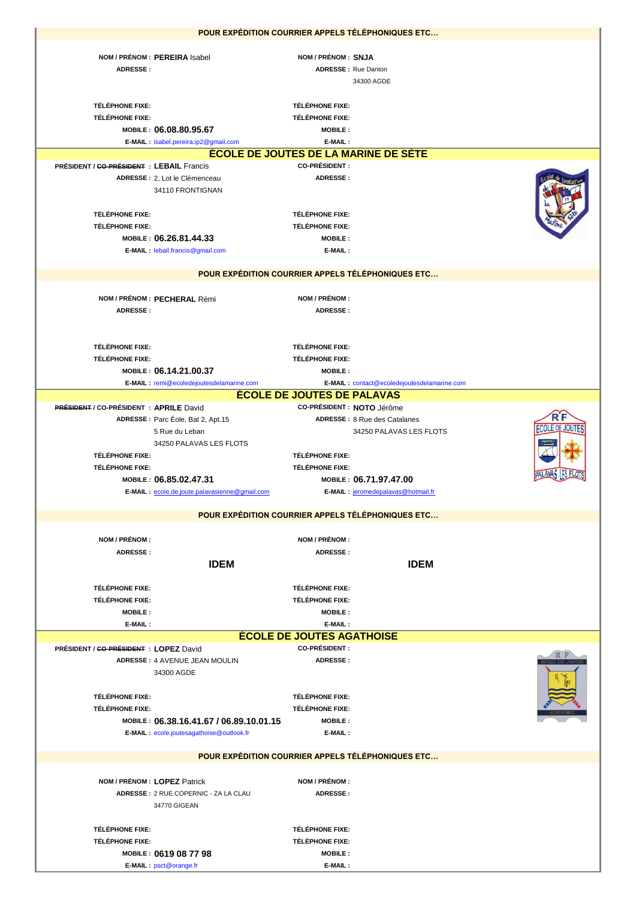**POUR EXPÉDITION COURRIER APPELS TÉLÉPHONIQUES ETC…**

| | |
|---|---|
| **NOM / PRÉNOM :** **PEREIRA** Isabel | **NOM / PRÉNOM :** **SNJA** |
| **ADRESSE :** | **ADRESSE :** Rue Danton<br>34300 AGDE |
| **TÉLÉPHONE FIXE:** | **TÉLÉPHONE FIXE:** |
| **TÉLÉPHONE FIXE:** | **TÉLÉPHONE FIXE:** |
| **MOBILE :** **06.08.80.95.67** | **MOBILE :** |
| **E-MAIL :** isabel.pereira.ip2@gmail.com | **E-MAIL :** |

## ÉCOLE DE JOUTES DE LA MARINE DE SÈTE

| | |
|---|---|
| **PRÉSIDENT / ~~CO-PRÉSIDENT~~ :** **LEBAIL** Francis | **CO-PRÉSIDENT :** |
| **ADRESSE :** 2, Lot le Clémenceau<br>34110 FRONTIGNAN | **ADRESSE :** |
| **TÉLÉPHONE FIXE:** | **TÉLÉPHONE FIXE:** |
| **TÉLÉPHONE FIXE:** | **TÉLÉPHONE FIXE:** |
| **MOBILE :** **06.26.81.44.33** | **MOBILE :** |
| **E-MAIL :** lebail.francis@gmail.com | **E-MAIL :** |

**POUR EXPÉDITION COURRIER APPELS TÉLÉPHONIQUES ETC…**

| | |
|---|---|
| **NOM / PRÉNOM :** **PECHERAL** Rémi | **NOM / PRÉNOM :** |
| **ADRESSE :** | **ADRESSE :** |
| **TÉLÉPHONE FIXE:** | **TÉLÉPHONE FIXE:** |
| **TÉLÉPHONE FIXE:** | **TÉLÉPHONE FIXE:** |
| **MOBILE :** **06.14.21.00.37** | **MOBILE :** |
| **E-MAIL :** remi@ecoledejoutesdelamarine.com | **E-MAIL :** contact@ecoledejoutesdelamarine.com |

## ÉCOLE DE JOUTES DE PALAVAS

| | |
|---|---|
| **~~PRÉSIDENT~~ / CO-PRÉSIDENT :** **APRILE** David | **CO-PRÉSIDENT :** **NOTO** Jérôme |
| **ADRESSE :** Parc Éole, Bat 2, Apt.15<br>5 Rue du Leban<br>34250 PALAVAS LES FLOTS | **ADRESSE :** 8 Rue des Catalanes<br>34250 PALAVAS LES FLOTS |
| **TÉLÉPHONE FIXE:** | **TÉLÉPHONE FIXE:** |
| **TÉLÉPHONE FIXE:** | **TÉLÉPHONE FIXE:** |
| **MOBILE :** **06.85.02.47.31** | **MOBILE :** **06.71.97.47.00** |
| **E-MAIL :** ecole.de.joute.palavasienne@gmail.com | **E-MAIL :** jeromedepalavas@hotmail.fr |

**POUR EXPÉDITION COURRIER APPELS TÉLÉPHONIQUES ETC…**

| | |
|---|---|
| **NOM / PRÉNOM :** | **NOM / PRÉNOM :** |
| **ADRESSE :**<br>**IDEM** | **ADRESSE :**<br>**IDEM** |
| **TÉLÉPHONE FIXE:** | **TÉLÉPHONE FIXE:** |
| **TÉLÉPHONE FIXE:** | **TÉLÉPHONE FIXE:** |
| **MOBILE :** | **MOBILE :** |
| **E-MAIL :** | **E-MAIL :** |

## ÉCOLE DE JOUTES AGATHOISE

| | |
|---|---|
| **PRÉSIDENT / ~~CO-PRÉSIDENT~~ :** **LOPEZ** David | **CO-PRÉSIDENT :** |
| **ADRESSE :** 4 AVENUE JEAN MOULIN<br>34300 AGDE | **ADRESSE :** |
| **TÉLÉPHONE FIXE:** | **TÉLÉPHONE FIXE:** |
| **TÉLÉPHONE FIXE:** | **TÉLÉPHONE FIXE:** |
| **MOBILE :** **06.38.16.41.67 / 06.89.10.01.15** | **MOBILE :** |
| **E-MAIL :** ecole.joutesagathoise@outlook.fr | **E-MAIL :** |

**POUR EXPÉDITION COURRIER APPELS TÉLÉPHONIQUES ETC…**

| | |
|---|---|
| **NOM / PRÉNOM :** **LOPEZ** Patrick | **NOM / PRÉNOM :** |
| **ADRESSE :** 2 RUE COPERNIC - ZA LA CLAU<br>34770 GIGEAN | **ADRESSE :** |
| **TÉLÉPHONE FIXE:** | **TÉLÉPHONE FIXE:** |
| **TÉLÉPHONE FIXE:** | **TÉLÉPHONE FIXE:** |
| **MOBILE :** **0619 08 77 98** | **MOBILE :** |
| **E-MAIL :** psct@orange.fr | **E-MAIL :** |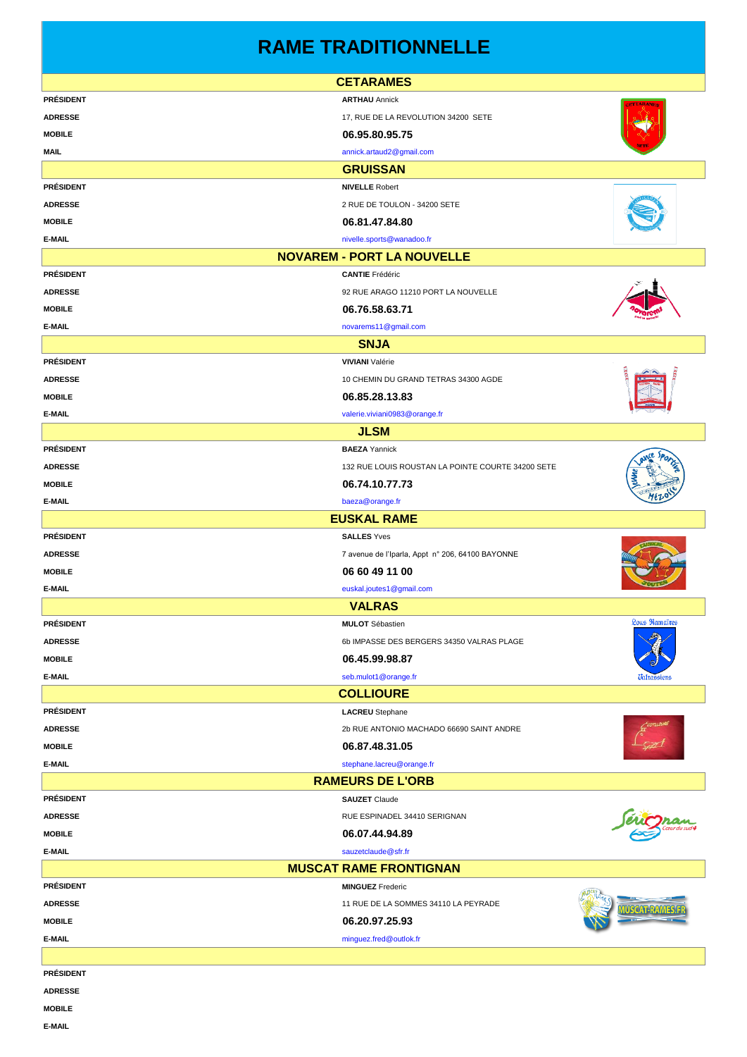# RAME TRADITIONNELLE

## CETARAMES

| | |
|---|---|
| **PRÉSIDENT** | **ARTHAU** Annick |
| **ADRESSE** | 17, RUE DE LA REVOLUTION 34200 SETE |
| **MOBILE** | **06.95.80.95.75** |
| **MAIL** | annick.artaud2@gmail.com |

## GRUISSAN

| | |
|---|---|
| **PRÉSIDENT** | **NIVELLE** Robert |
| **ADRESSE** | 2 RUE DE TOULON - 34200 SETE |
| **MOBILE** | **06.81.47.84.80** |
| **E-MAIL** | nivelle.sports@wanadoo.fr |

## NOVAREM - PORT LA NOUVELLE

| | |
|---|---|
| **PRÉSIDENT** | **CANTIE** Frédéric |
| **ADRESSE** | 92 RUE ARAGO 11210 PORT LA NOUVELLE |
| **MOBILE** | **06.76.58.63.71** |
| **E-MAIL** | novarems11@gmail.com |

## SNJA

| | |
|---|---|
| **PRÉSIDENT** | **VIVIANI** Valérie |
| **ADRESSE** | 10 CHEMIN DU GRAND TETRAS 34300 AGDE |
| **MOBILE** | **06.85.28.13.83** |
| **E-MAIL** | valerie.viviani0983@orange.fr |

## JLSM

| | |
|---|---|
| **PRÉSIDENT** | **BAEZA** Yannick |
| **ADRESSE** | 132 RUE LOUIS ROUSTAN LA POINTE COURTE 34200 SETE |
| **MOBILE** | **06.74.10.77.73** |
| **E-MAIL** | baeza@orange.fr |

## EUSKAL RAME

| | |
|---|---|
| **PRÉSIDENT** | **SALLES** Yves |
| **ADRESSE** | 7 avenue de l'Iparla, Appt n° 206, 64100 BAYONNE |
| **MOBILE** | **06 60 49 11 00** |
| **E-MAIL** | euskal.joutes1@gmail.com |

## VALRAS

| | |
|---|---|
| **PRÉSIDENT** | **MULOT** Sébastien |
| **ADRESSE** | 6b IMPASSE DES BERGERS 34350 VALRAS PLAGE |
| **MOBILE** | **06.45.99.98.87** |
| **E-MAIL** | seb.mulot1@orange.fr |

## COLLIOURE

| | |
|---|---|
| **PRÉSIDENT** | **LACREU** Stephane |
| **ADRESSE** | 2b RUE ANTONIO MACHADO 66690 SAINT ANDRE |
| **MOBILE** | **06.87.48.31.05** |
| **E-MAIL** | stephane.lacreu@orange.fr |

## RAMEURS DE L'ORB

| | |
|---|---|
| **PRÉSIDENT** | **SAUZET** Claude |
| **ADRESSE** | RUE ESPINADEL 34410 SERIGNAN |
| **MOBILE** | **06.07.44.94.89** |
| **E-MAIL** | sauzetclaude@sfr.fr |

## MUSCAT RAME FRONTIGNAN

| | |
|---|---|
| **PRÉSIDENT** | **MINGUEZ** Frederic |
| **ADRESSE** | 11 RUE DE LA SOMMES 34110 LA PEYRADE |
| **MOBILE** | **06.20.97.25.93** |
| **E-MAIL** | minguez.fred@outlook.fr |

| | |
|---|---|
| **PRÉSIDENT** | |
| **ADRESSE** | |
| **MOBILE** | |
| **E-MAIL** | |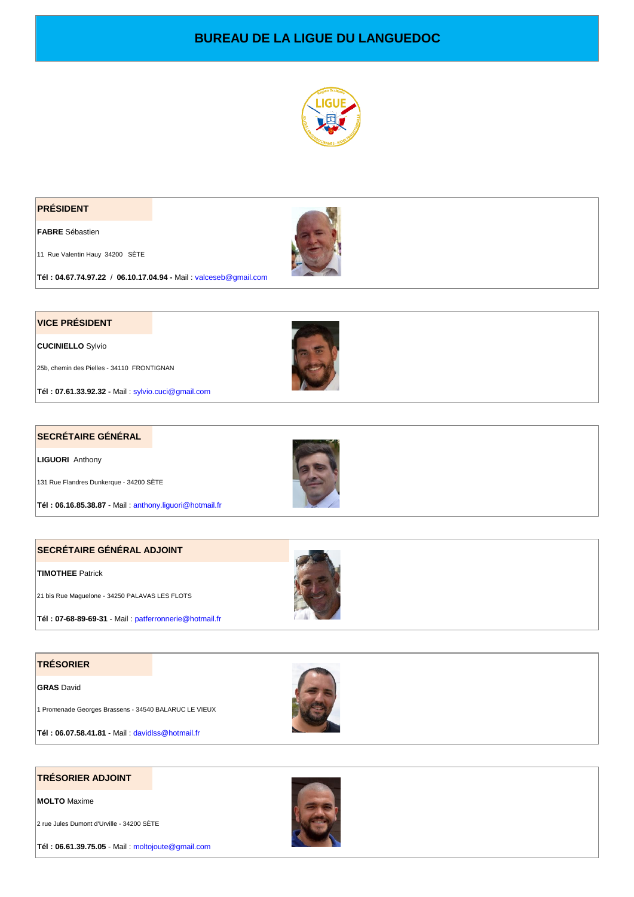# BUREAU DE LA LIGUE DU LANGUEDOC

## PRÉSIDENT

**FABRE** Sébastien

11 Rue Valentin Hauy 34200 SÈTE

**Tél : 04.67.74.97.22** / **06.10.17.04.94 -** Mail : valceseb@gmail.com

## VICE PRÉSIDENT

**CUCINIELLO** Sylvio

25b, chemin des Pielles - 34110 FRONTIGNAN

**Tél : 07.61.33.92.32 -** Mail : sylvio.cuci@gmail.com

## SECRÉTAIRE GÉNÉRAL

**LIGUORI** Anthony

131 Rue Flandres Dunkerque - 34200 SÈTE

**Tél : 06.16.85.38.87** - Mail : anthony.liguori@hotmail.fr

## SECRÉTAIRE GÉNÉRAL ADJOINT

**TIMOTHEE** Patrick

21 bis Rue Maguelone - 34250 PALAVAS LES FLOTS

**Tél : 07-68-89-69-31** - Mail : patferronnerie@hotmail.fr

## TRÉSORIER

**GRAS** David

1 Promenade Georges Brassens - 34540 BALARUC LE VIEUX

**Tél : 06.07.58.41.81** - Mail : davidlss@hotmail.fr

## TRÉSORIER ADJOINT

**MOLTO** Maxime

2 rue Jules Dumont d'Urville - 34200 SÈTE

**Tél : 06.61.39.75.05** - Mail : moltojoute@gmail.com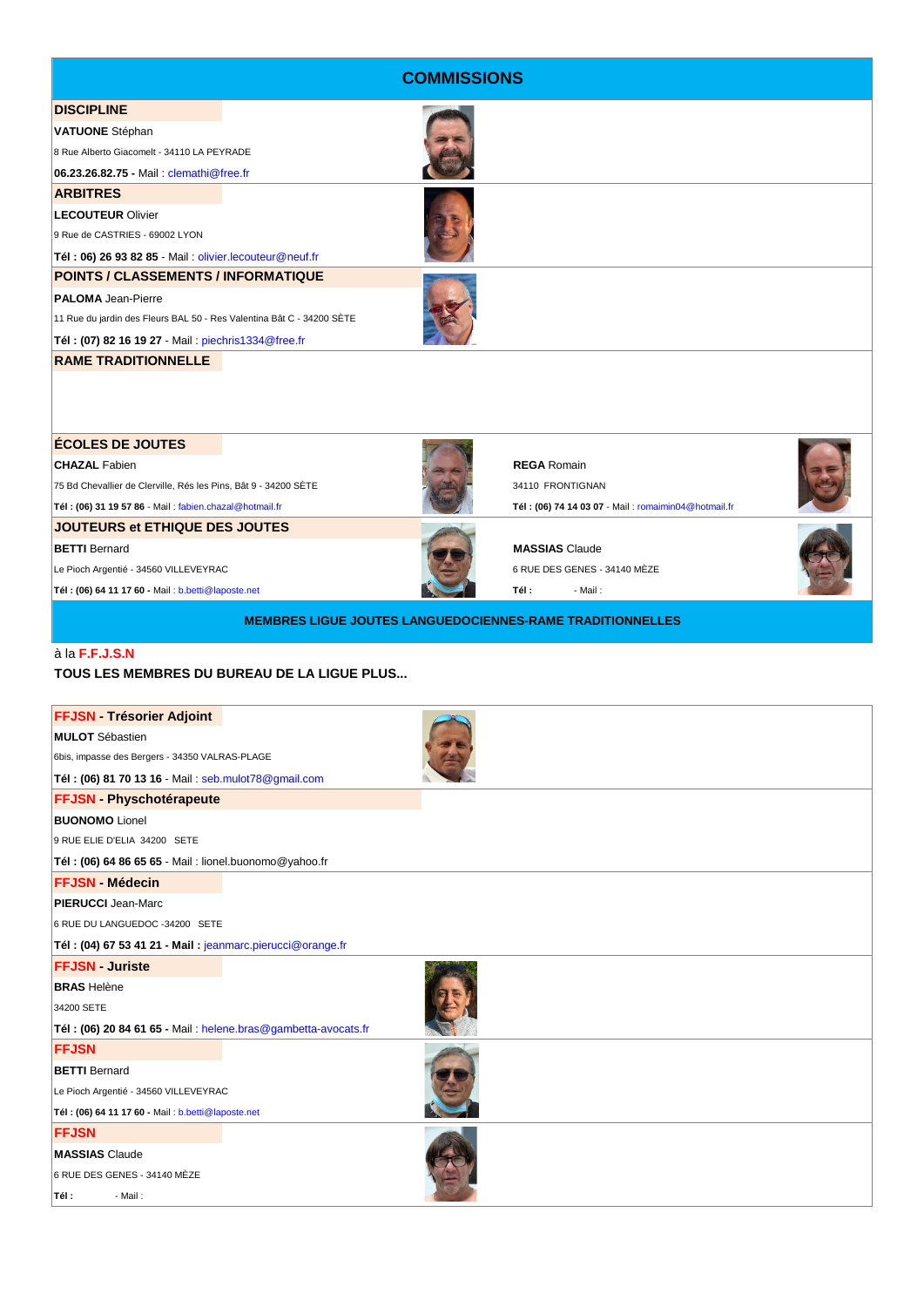# COMMISSIONS

### DISCIPLINE

**VATUONE** Stéphan

8 Rue Alberto Giacomelt - 34110 LA PEYRADE

**06.23.26.82.75 -** Mail : clemathi@free.fr

### ARBITRES

**LECOUTEUR** Olivier

9 Rue de CASTRIES - 69002 LYON

**Tél : 06) 26 93 82 85** - Mail : olivier.lecouteur@neuf.fr

### POINTS / CLASSEMENTS / INFORMATIQUE

**PALOMA** Jean-Pierre

11 Rue du jardin des Fleurs BAL 50 - Res Valentina Bât C - 34200 SÈTE

**Tél : (07) 82 16 19 27** - Mail : piechris1334@free.fr

### RAME TRADITIONNELLE

### ÉCOLES DE JOUTES

**CHAZAL** Fabien

75 Bd Chevallier de Clerville, Rés les Pins, Bât 9 - 34200 SÈTE

**Tél : (06) 31 19 57 86** - Mail : fabien.chazal@hotmail.fr

**REGA** Romain

34110 FRONTIGNAN

**Tél : (06) 74 14 03 07** - Mail : romaimin04@hotmail.fr

### JOUTEURS et ETHIQUE DES JOUTES

**BETTI** Bernard

Le Pioch Argentié - 34560 VILLEVEYRAC

**Tél : (06) 64 11 17 60 -** Mail : b.betti@laposte.net

**MASSIAS** Claude

6 RUE DES GENES - 34140 MÈZE

**Tél :** - Mail :

## MEMBRES LIGUE JOUTES LANGUEDOCIENNES-RAME TRADITIONNELLES

à la **F.F.J.S.N**

**TOUS LES MEMBRES DU BUREAU DE LA LIGUE PLUS...**

### FFJSN - Trésorier Adjoint

**MULOT** Sébastien

6bis, impasse des Bergers - 34350 VALRAS-PLAGE

**Tél : (06) 81 70 13 16** - Mail : seb.mulot78@gmail.com

### FFJSN - Physchotérapeute

**BUONOMO** Lionel

9 RUE ELIE D'ELIA 34200 SETE

**Tél : (06) 64 86 65 65** - Mail : lionel.buonomo@yahoo.fr

### FFJSN - Médecin

**PIERUCCI** Jean-Marc

6 RUE DU LANGUEDOC -34200 SETE

**Tél : (04) 67 53 41 21 - Mail :** jeanmarc.pierucci@orange.fr

### FFJSN - Juriste

**BRAS** Helène

34200 SETE

**Tél : (06) 20 84 61 65** - Mail : helene.bras@gambetta-avocats.fr

### FFJSN

**BETTI** Bernard

Le Pioch Argentié - 34560 VILLEVEYRAC

**Tél : (06) 64 11 17 60 -** Mail : b.betti@laposte.net

### FFJSN

**MASSIAS** Claude

6 RUE DES GENES - 34140 MÈZE

**Tél :** - Mail :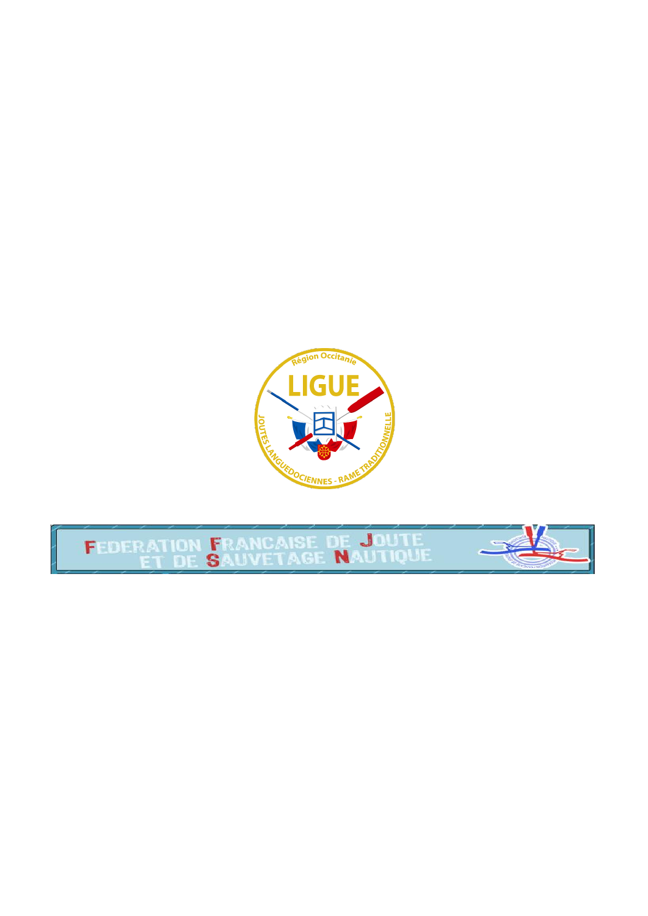Région Occitanie

LIGUE

JOUTES LANGUEDOCIENNES - RAME TRADITIONNELLE

FEDERATION FRANCAISE DE JOUTE ET DE SAUVETAGE NAUTIQUE